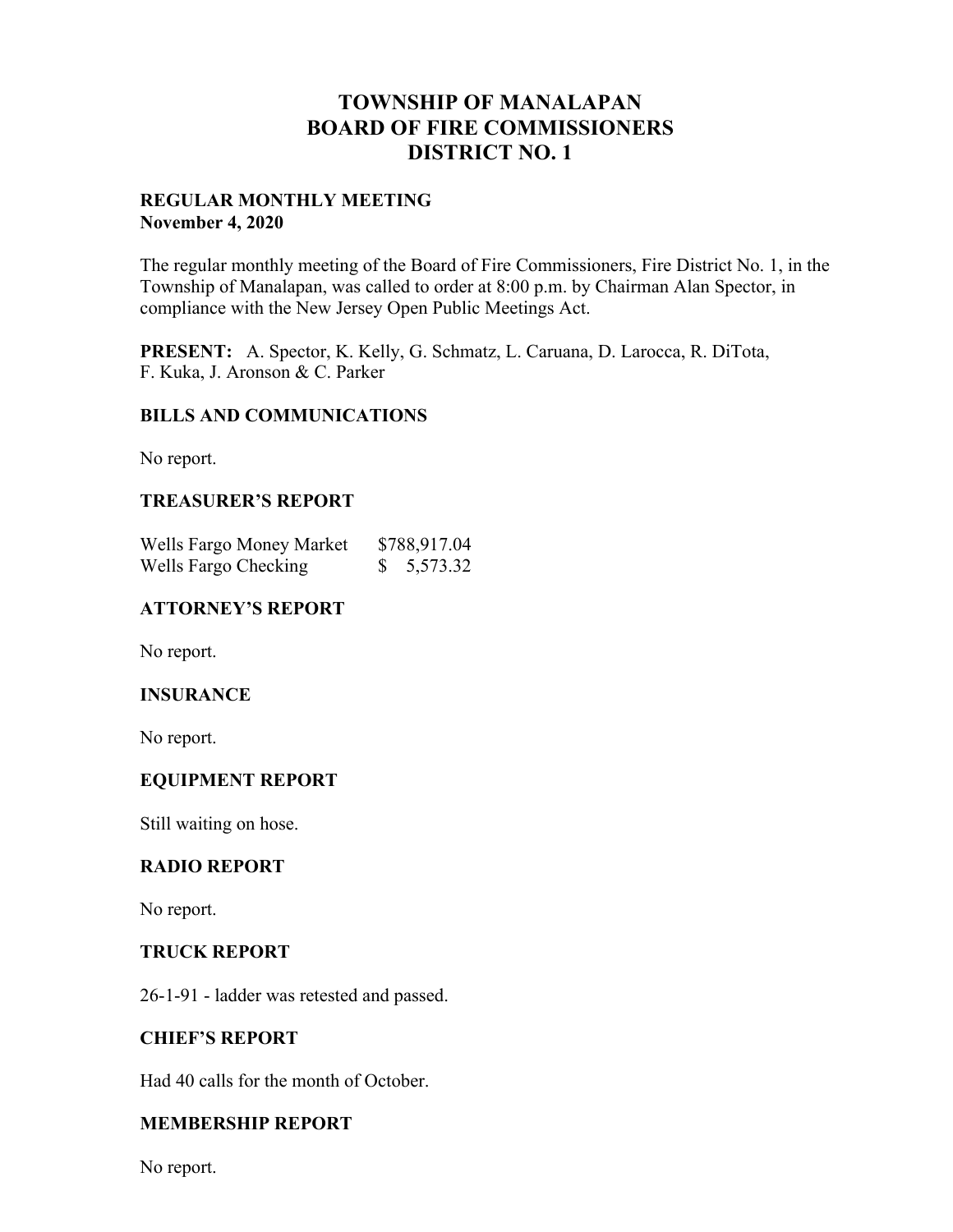# TOWNSHIP OF MANALAPAN
# BOARD OF FIRE COMMISSIONERS
# DISTRICT NO. 1

**REGULAR MONTHLY MEETING**
**November 4, 2020**

The regular monthly meeting of the Board of Fire Commissioners, Fire District No. 1, in the Township of Manalapan, was called to order at 8:00 p.m. by Chairman Alan Spector, in compliance with the New Jersey Open Public Meetings Act.

**PRESENT:** A. Spector, K. Kelly, G. Schmatz, L. Caruana, D. Larocca, R. DiTota, F. Kuka, J. Aronson & C. Parker

### BILLS AND COMMUNICATIONS

No report.

### TREASURER'S REPORT

| | |
|---|---|
| Wells Fargo Money Market | $788,917.04 |
| Wells Fargo Checking | $ 5,573.32 |

### ATTORNEY'S REPORT

No report.

### INSURANCE

No report.

### EQUIPMENT REPORT

Still waiting on hose.

### RADIO REPORT

No report.

### TRUCK REPORT

26-1-91 - ladder was retested and passed.

### CHIEF'S REPORT

Had 40 calls for the month of October.

### MEMBERSHIP REPORT

No report.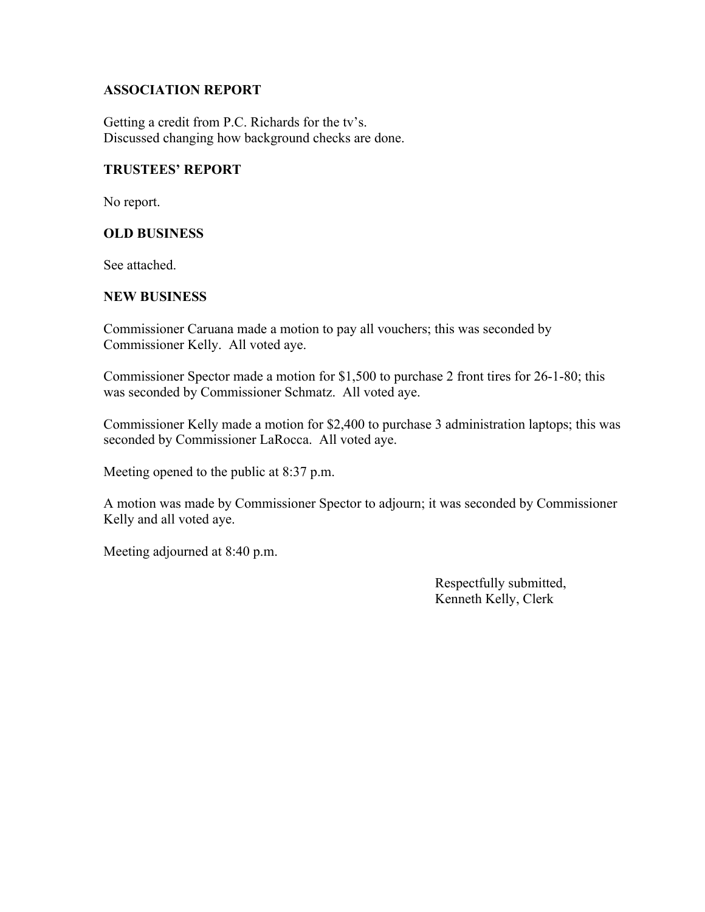## ASSOCIATION REPORT

Getting a credit from P.C. Richards for the tv's.
Discussed changing how background checks are done.

## TRUSTEES' REPORT

No report.

## OLD BUSINESS

See attached.

## NEW BUSINESS

Commissioner Caruana made a motion to pay all vouchers; this was seconded by Commissioner Kelly. All voted aye.

Commissioner Spector made a motion for $1,500 to purchase 2 front tires for 26-1-80; this was seconded by Commissioner Schmatz. All voted aye.

Commissioner Kelly made a motion for $2,400 to purchase 3 administration laptops; this was seconded by Commissioner LaRocca. All voted aye.

Meeting opened to the public at 8:37 p.m.

A motion was made by Commissioner Spector to adjourn; it was seconded by Commissioner Kelly and all voted aye.

Meeting adjourned at 8:40 p.m.

Respectfully submitted,
Kenneth Kelly, Clerk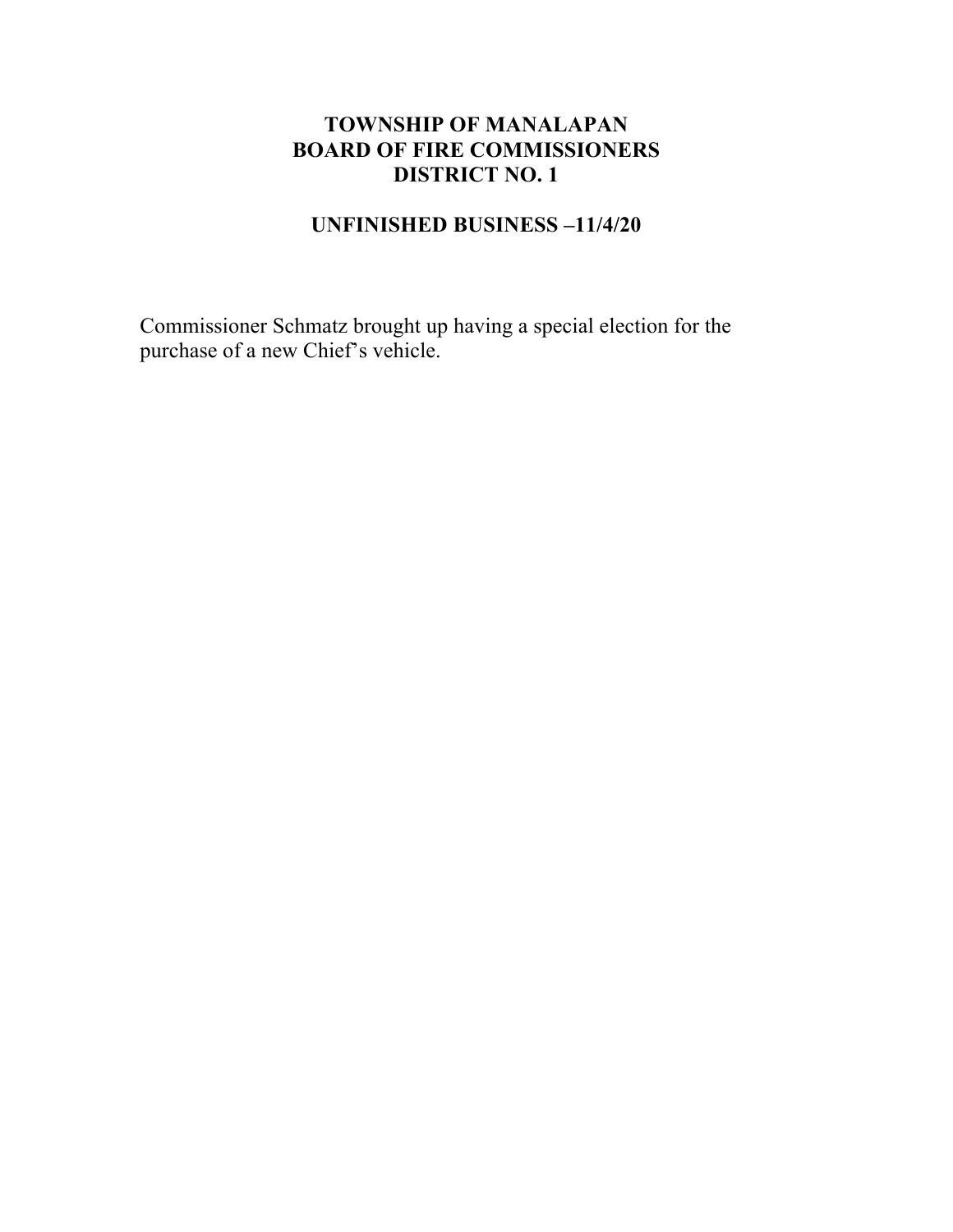# TOWNSHIP OF MANALAPAN
# BOARD OF FIRE COMMISSIONERS
# DISTRICT NO. 1

## UNFINISHED BUSINESS –11/4/20

Commissioner Schmatz brought up having a special election for the purchase of a new Chief's vehicle.